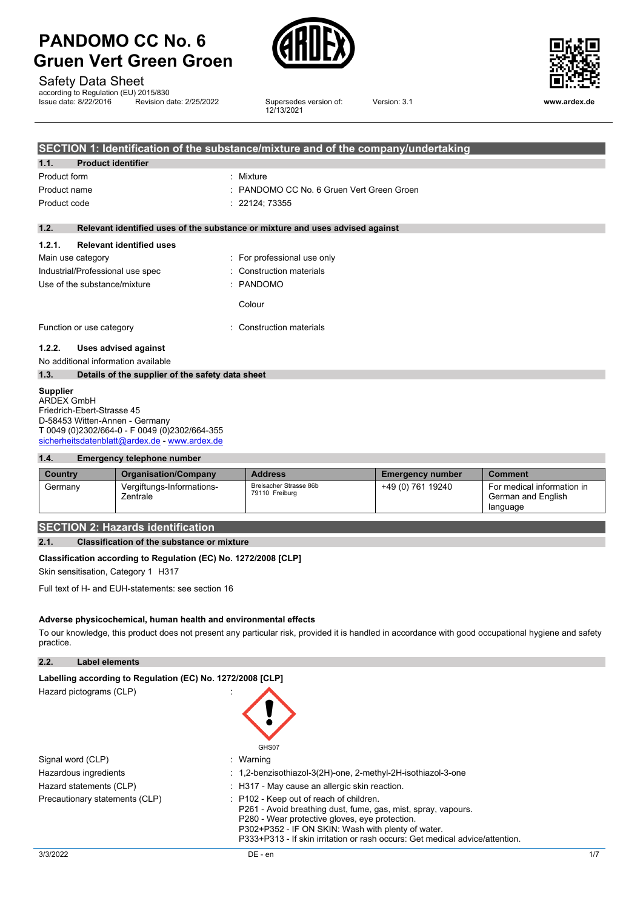# PANDOMO CC No. 6 Gruen Vert Green Groen

Safety Data Sheet

according to Regulation (EU) 2015/830

Issue date: 8/22/2016 Revision date: 2/25/2022 Supersedes version of: 12/13/2021 Version: 3.1

www.ardex.de

## SECTION 1: Identification of the substance/mixture and of the company/undertaking

### 1.1. Product identifier

Product form : Mixture

Product name : PANDOMO CC No. 6 Gruen Vert Green Groen

Product code : 22124; 73355

### 1.2. Relevant identified uses of the substance or mixture and uses advised against

#### 1.2.1. Relevant identified uses

Main use category : For professional use only

Industrial/Professional use spec : Construction materials

Use of the substance/mixture : PANDOMO

Colour

Function or use category : Construction materials

#### 1.2.2. Uses advised against

No additional information available

### 1.3. Details of the supplier of the safety data sheet

**Supplier**
ARDEX GmbH
Friedrich-Ebert-Strasse 45
D-58453 Witten-Annen - Germany
T 0049 (0)2302/664-0 - F 0049 (0)2302/664-355
sicherheitsdatenblatt@ardex.de - www.ardex.de

### 1.4. Emergency telephone number

| Country | Organisation/Company | Address | Emergency number | Comment |
|---|---|---|---|---|
| Germany | Vergiftungs-Informations-Zentrale | Breisacher Strasse 86b 79110 Freiburg | +49 (0) 761 19240 | For medical information in German and English language |

## SECTION 2: Hazards identification

### 2.1. Classification of the substance or mixture

**Classification according to Regulation (EC) No. 1272/2008 [CLP]**

Skin sensitisation, Category 1 H317

Full text of H- and EUH-statements: see section 16

**Adverse physicochemical, human health and environmental effects**

To our knowledge, this product does not present any particular risk, provided it is handled in accordance with good occupational hygiene and safety practice.

### 2.2. Label elements

**Labelling according to Regulation (EC) No. 1272/2008 [CLP]**

Hazard pictograms (CLP) :

GHS07

Signal word (CLP) : Warning

Hazardous ingredients : 1,2-benzisothiazol-3(2H)-one, 2-methyl-2H-isothiazol-3-one

Hazard statements (CLP) : H317 - May cause an allergic skin reaction.

Precautionary statements (CLP) : P102 - Keep out of reach of children.
P261 - Avoid breathing dust, fume, gas, mist, spray, vapours.
P280 - Wear protective gloves, eye protection.
P302+P352 - IF ON SKIN: Wash with plenty of water.
P333+P313 - If skin irritation or rash occurs: Get medical advice/attention.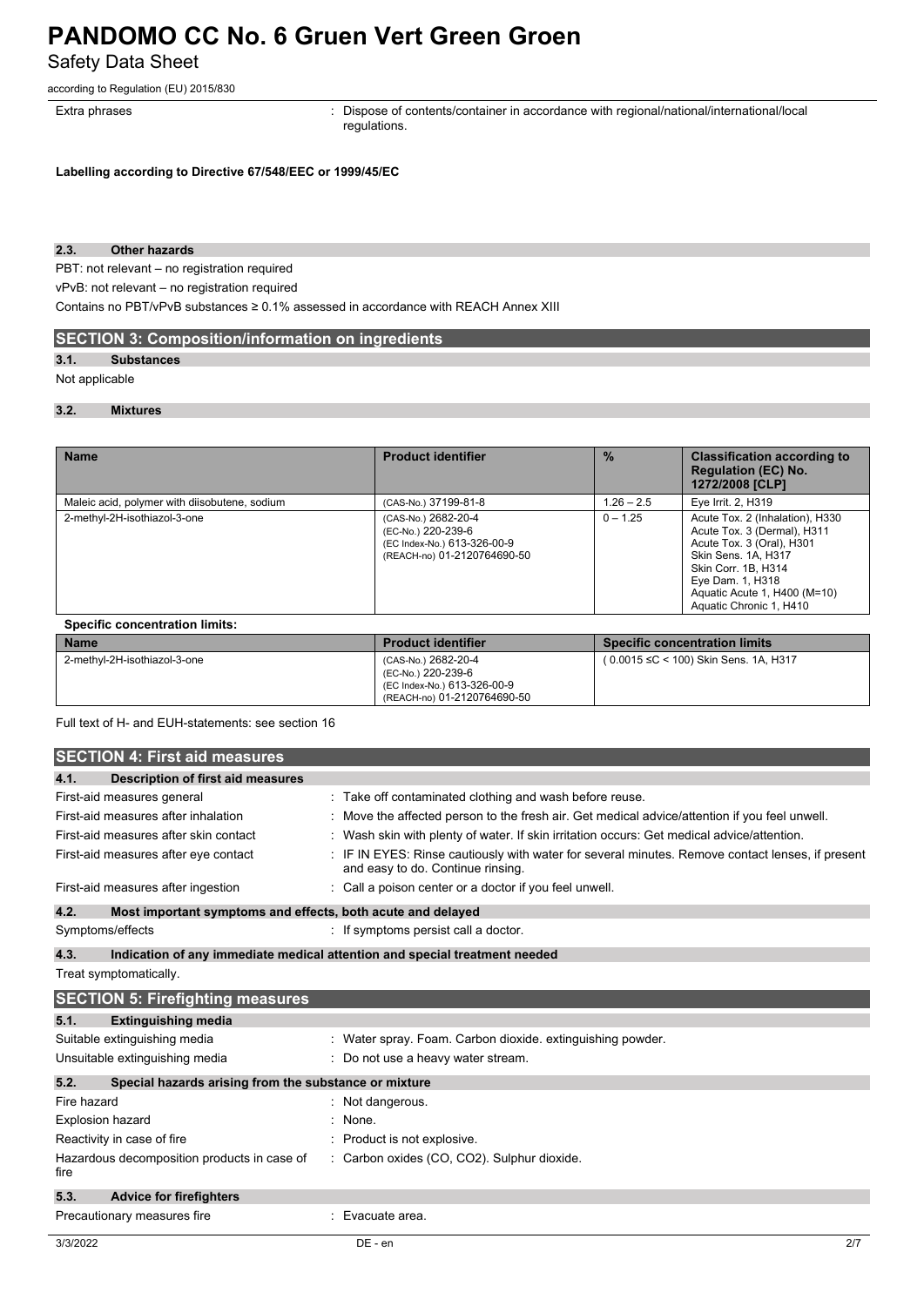Extra phrases : Dispose of contents/container in accordance with regional/national/international/local regulations.

**Labelling according to Directive 67/548/EEC or 1999/45/EC**

### 2.3. Other hazards

PBT: not relevant – no registration required

vPvB: not relevant – no registration required

Contains no PBT/vPvB substances ≥ 0.1% assessed in accordance with REACH Annex XIII

## SECTION 3: Composition/information on ingredients

### 3.1. Substances

Not applicable

### 3.2. Mixtures

| Name | Product identifier | % | Classification according to Regulation (EC) No. 1272/2008 [CLP] |
|---|---|---|---|
| Maleic acid, polymer with diisobutene, sodium | (CAS-No.) 37199-81-8 | 1.26 – 2.5 | Eye Irrit. 2, H319 |
| 2-methyl-2H-isothiazol-3-one | (CAS-No.) 2682-20-4<br>(EC-No.) 220-239-6<br>(EC Index-No.) 613-326-00-9<br>(REACH-no) 01-2120764690-50 | 0 – 1.25 | Acute Tox. 2 (Inhalation), H330<br>Acute Tox. 3 (Dermal), H311<br>Acute Tox. 3 (Oral), H301<br>Skin Sens. 1A, H317<br>Skin Corr. 1B, H314<br>Eye Dam. 1, H318<br>Aquatic Acute 1, H400 (M=10)<br>Aquatic Chronic 1, H410 |

**Specific concentration limits:**

| Name | Product identifier | Specific concentration limits |
|---|---|---|
| 2-methyl-2H-isothiazol-3-one | (CAS-No.) 2682-20-4<br>(EC-No.) 220-239-6<br>(EC Index-No.) 613-326-00-9<br>(REACH-no) 01-2120764690-50 | ( 0.0015 ≤C < 100) Skin Sens. 1A, H317 |

Full text of H- and EUH-statements: see section 16

## SECTION 4: First aid measures

### 4.1. Description of first aid measures

First-aid measures general : Take off contaminated clothing and wash before reuse.

First-aid measures after inhalation : Move the affected person to the fresh air. Get medical advice/attention if you feel unwell.

First-aid measures after skin contact : Wash skin with plenty of water. If skin irritation occurs: Get medical advice/attention.

First-aid measures after eye contact : IF IN EYES: Rinse cautiously with water for several minutes. Remove contact lenses, if present and easy to do. Continue rinsing.

First-aid measures after ingestion : Call a poison center or a doctor if you feel unwell.

### 4.2. Most important symptoms and effects, both acute and delayed

Symptoms/effects : If symptoms persist call a doctor.

### 4.3. Indication of any immediate medical attention and special treatment needed

Treat symptomatically.

## SECTION 5: Firefighting measures

### 5.1. Extinguishing media

Suitable extinguishing media : Water spray. Foam. Carbon dioxide. extinguishing powder.

Unsuitable extinguishing media : Do not use a heavy water stream.

### 5.2. Special hazards arising from the substance or mixture

Fire hazard : Not dangerous.

Explosion hazard : None.

Reactivity in case of fire : Product is not explosive.

Hazardous decomposition products in case of fire : Carbon oxides (CO, CO2). Sulphur dioxide.

### 5.3. Advice for firefighters

Precautionary measures fire : Evacuate area.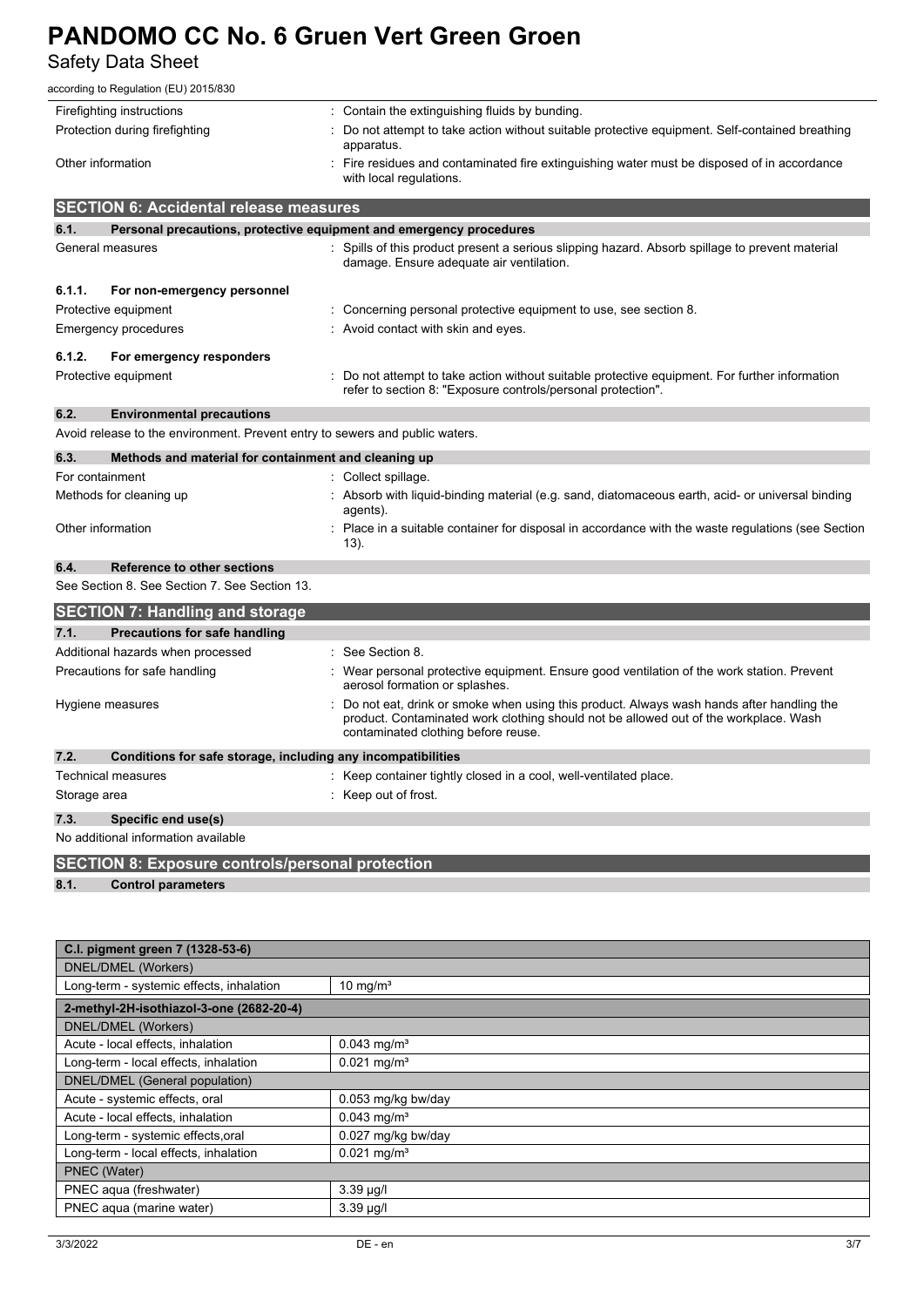| | |
|---|---|
| Firefighting instructions | : Contain the extinguishing fluids by bunding. |
| Protection during firefighting | : Do not attempt to take action without suitable protective equipment. Self-contained breathing apparatus. |
| Other information | : Fire residues and contaminated fire extinguishing water must be disposed of in accordance with local regulations. |

## SECTION 6: Accidental release measures

### 6.1. Personal precautions, protective equipment and emergency procedures

| | |
|---|---|
| General measures | : Spills of this product present a serious slipping hazard. Absorb spillage to prevent material damage. Ensure adequate air ventilation. |

#### 6.1.1. For non-emergency personnel

| | |
|---|---|
| Protective equipment | : Concerning personal protective equipment to use, see section 8. |
| Emergency procedures | : Avoid contact with skin and eyes. |

#### 6.1.2. For emergency responders

| | |
|---|---|
| Protective equipment | : Do not attempt to take action without suitable protective equipment. For further information refer to section 8: "Exposure controls/personal protection". |

### 6.2. Environmental precautions

Avoid release to the environment. Prevent entry to sewers and public waters.

### 6.3. Methods and material for containment and cleaning up

| | |
|---|---|
| For containment | : Collect spillage. |
| Methods for cleaning up | : Absorb with liquid-binding material (e.g. sand, diatomaceous earth, acid- or universal binding agents). |
| Other information | : Place in a suitable container for disposal in accordance with the waste regulations (see Section 13). |

### 6.4. Reference to other sections

See Section 8. See Section 7. See Section 13.

## SECTION 7: Handling and storage

### 7.1. Precautions for safe handling

| | |
|---|---|
| Additional hazards when processed | : See Section 8. |
| Precautions for safe handling | : Wear personal protective equipment. Ensure good ventilation of the work station. Prevent aerosol formation or splashes. |
| Hygiene measures | : Do not eat, drink or smoke when using this product. Always wash hands after handling the product. Contaminated work clothing should not be allowed out of the workplace. Wash contaminated clothing before reuse. |

### 7.2. Conditions for safe storage, including any incompatibilities

| | |
|---|---|
| Technical measures | : Keep container tightly closed in a cool, well-ventilated place. |
| Storage area | : Keep out of frost. |

### 7.3. Specific end use(s)

No additional information available

## SECTION 8: Exposure controls/personal protection

### 8.1. Control parameters

| C.I. pigment green 7 (1328-53-6) | |
|---|---|
| DNEL/DMEL (Workers) | |
| Long-term - systemic effects, inhalation | 10 mg/m³ |
| **2-methyl-2H-isothiazol-3-one (2682-20-4)** | |
| DNEL/DMEL (Workers) | |
| Acute - local effects, inhalation | 0.043 mg/m³ |
| Long-term - local effects, inhalation | 0.021 mg/m³ |
| DNEL/DMEL (General population) | |
| Acute - systemic effects, oral | 0.053 mg/kg bw/day |
| Acute - local effects, inhalation | 0.043 mg/m³ |
| Long-term - systemic effects,oral | 0.027 mg/kg bw/day |
| Long-term - local effects, inhalation | 0.021 mg/m³ |
| PNEC (Water) | |
| PNEC aqua (freshwater) | 3.39 µg/l |
| PNEC aqua (marine water) | 3.39 µg/l |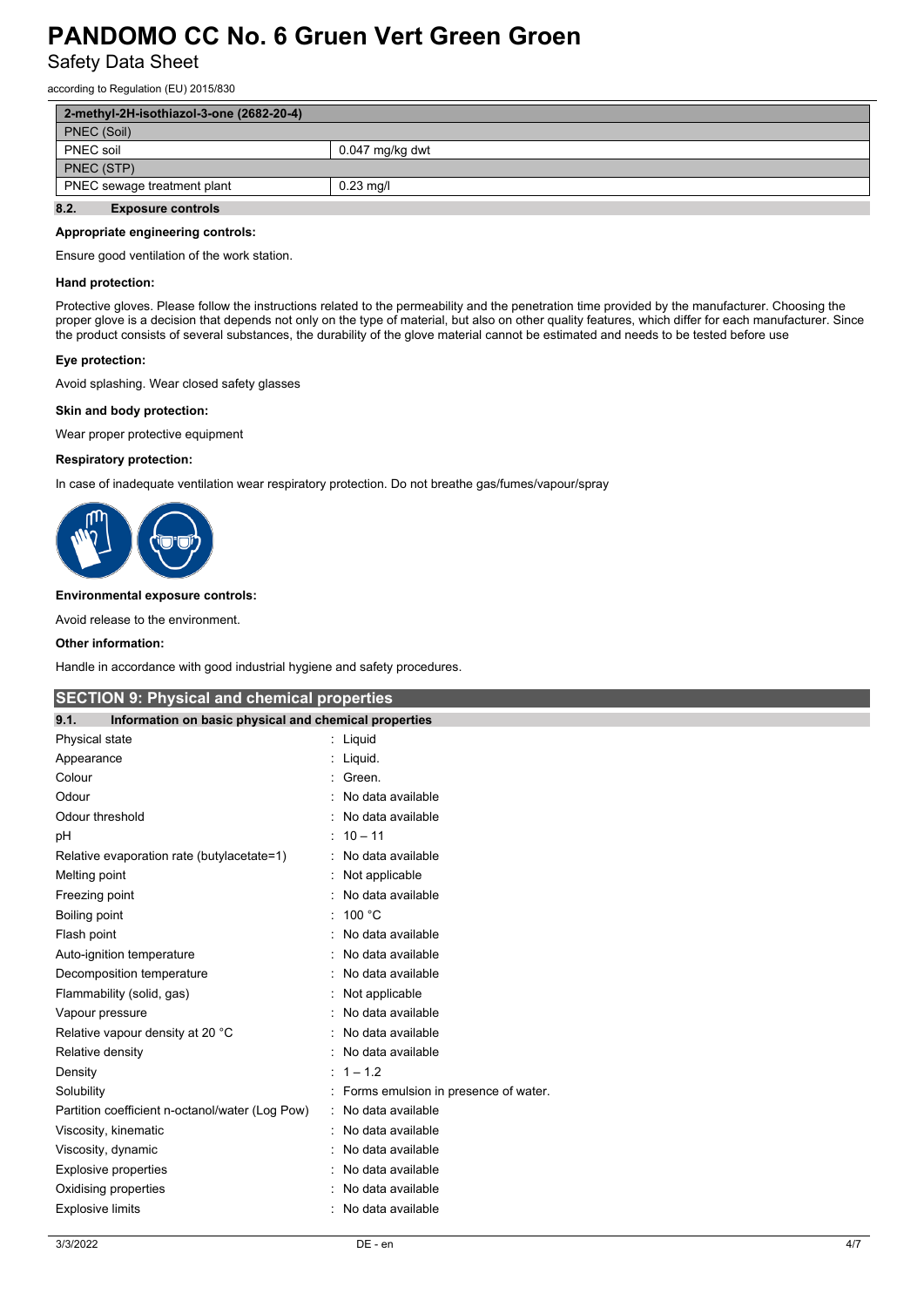| 2-methyl-2H-isothiazol-3-one (2682-20-4) | |
|---|---|
| PNEC (Soil) | |
| PNEC soil | 0.047 mg/kg dwt |
| PNEC (STP) | |
| PNEC sewage treatment plant | 0.23 mg/l |

### 8.2. Exposure controls

**Appropriate engineering controls:**

Ensure good ventilation of the work station.

**Hand protection:**

Protective gloves. Please follow the instructions related to the permeability and the penetration time provided by the manufacturer. Choosing the proper glove is a decision that depends not only on the type of material, but also on other quality features, which differ for each manufacturer. Since the product consists of several substances, the durability of the glove material cannot be estimated and needs to be tested before use

**Eye protection:**

Avoid splashing. Wear closed safety glasses

**Skin and body protection:**

Wear proper protective equipment

**Respiratory protection:**

In case of inadequate ventilation wear respiratory protection. Do not breathe gas/fumes/vapour/spray

**Environmental exposure controls:**

Avoid release to the environment.

**Other information:**

Handle in accordance with good industrial hygiene and safety procedures.

## SECTION 9: Physical and chemical properties

### 9.1. Information on basic physical and chemical properties

| | |
|---|---|
| Physical state | : Liquid |
| Appearance | : Liquid. |
| Colour | : Green. |
| Odour | : No data available |
| Odour threshold | : No data available |
| pH | : 10 – 11 |
| Relative evaporation rate (butylacetate=1) | : No data available |
| Melting point | : Not applicable |
| Freezing point | : No data available |
| Boiling point | : 100 °C |
| Flash point | : No data available |
| Auto-ignition temperature | : No data available |
| Decomposition temperature | : No data available |
| Flammability (solid, gas) | : Not applicable |
| Vapour pressure | : No data available |
| Relative vapour density at 20 °C | : No data available |
| Relative density | : No data available |
| Density | : 1 – 1.2 |
| Solubility | : Forms emulsion in presence of water. |
| Partition coefficient n-octanol/water (Log Pow) | : No data available |
| Viscosity, kinematic | : No data available |
| Viscosity, dynamic | : No data available |
| Explosive properties | : No data available |
| Oxidising properties | : No data available |
| Explosive limits | : No data available |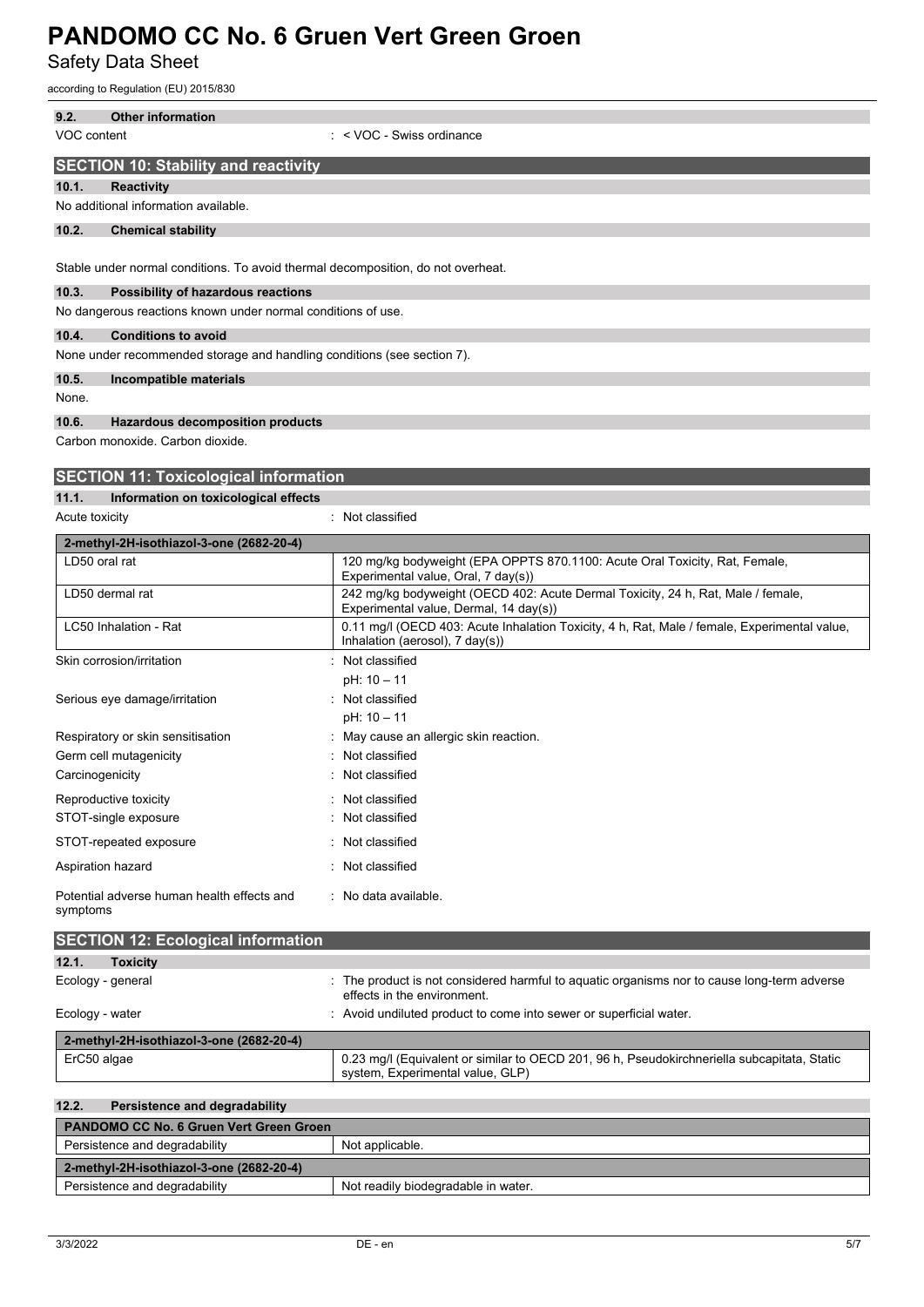### 9.2. Other information

VOC content : < VOC - Swiss ordinance

## SECTION 10: Stability and reactivity

### 10.1. Reactivity

No additional information available.

### 10.2. Chemical stability

Stable under normal conditions. To avoid thermal decomposition, do not overheat.

### 10.3. Possibility of hazardous reactions

No dangerous reactions known under normal conditions of use.

### 10.4. Conditions to avoid

None under recommended storage and handling conditions (see section 7).

### 10.5. Incompatible materials

None.

### 10.6. Hazardous decomposition products

Carbon monoxide. Carbon dioxide.

## SECTION 11: Toxicological information

### 11.1. Information on toxicological effects

Acute toxicity : Not classified

| 2-methyl-2H-isothiazol-3-one (2682-20-4) | |
|---|---|
| LD50 oral rat | 120 mg/kg bodyweight (EPA OPPTS 870.1100: Acute Oral Toxicity, Rat, Female, Experimental value, Oral, 7 day(s)) |
| LD50 dermal rat | 242 mg/kg bodyweight (OECD 402: Acute Dermal Toxicity, 24 h, Rat, Male / female, Experimental value, Dermal, 14 day(s)) |
| LC50 Inhalation - Rat | 0.11 mg/l (OECD 403: Acute Inhalation Toxicity, 4 h, Rat, Male / female, Experimental value, Inhalation (aerosol), 7 day(s)) |

Skin corrosion/irritation : Not classified
pH: 10 – 11

Serious eye damage/irritation : Not classified
pH: 10 – 11

Respiratory or skin sensitisation : May cause an allergic skin reaction.

Germ cell mutagenicity : Not classified

Carcinogenicity : Not classified

Reproductive toxicity : Not classified

STOT-single exposure : Not classified

STOT-repeated exposure : Not classified

Aspiration hazard : Not classified

Potential adverse human health effects and symptoms : No data available.

## SECTION 12: Ecological information

### 12.1. Toxicity

Ecology - general : The product is not considered harmful to aquatic organisms nor to cause long-term adverse effects in the environment.

Ecology - water : Avoid undiluted product to come into sewer or superficial water.

| 2-methyl-2H-isothiazol-3-one (2682-20-4) | |
|---|---|
| ErC50 algae | 0.23 mg/l (Equivalent or similar to OECD 201, 96 h, Pseudokirchneriella subcapitata, Static system, Experimental value, GLP) |

### 12.2. Persistence and degradability

| PANDOMO CC No. 6 Gruen Vert Green Groen | |
|---|---|
| Persistence and degradability | Not applicable. |
| **2-methyl-2H-isothiazol-3-one (2682-20-4)** | |
| Persistence and degradability | Not readily biodegradable in water. |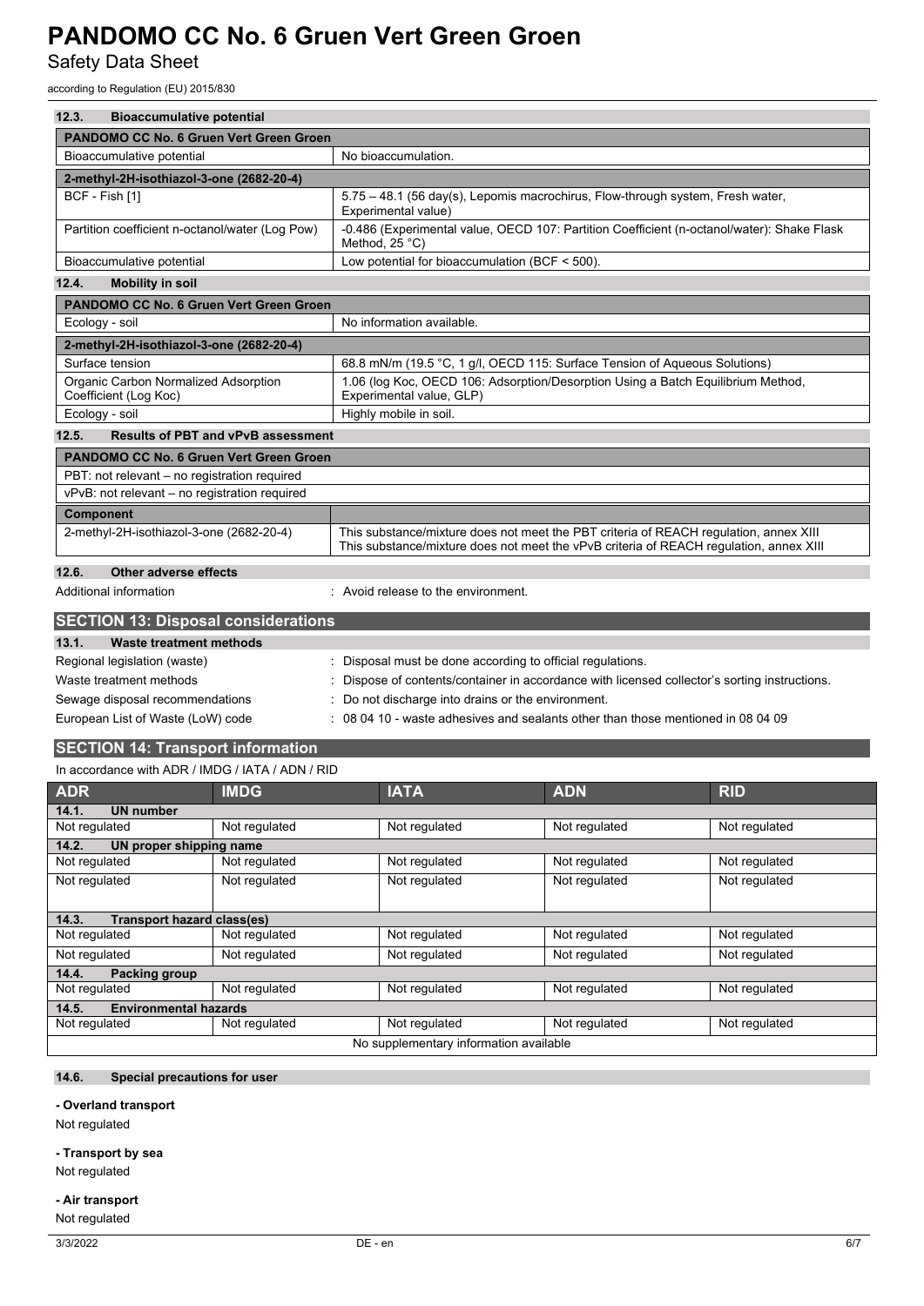### 12.3. Bioaccumulative potential

| PANDOMO CC No. 6 Gruen Vert Green Groen | |
|---|---|
| Bioaccumulative potential | No bioaccumulation. |
| **2-methyl-2H-isothiazol-3-one (2682-20-4)** | |
| BCF - Fish [1] | 5.75 – 48.1 (56 day(s), Lepomis macrochirus, Flow-through system, Fresh water, Experimental value) |
| Partition coefficient n-octanol/water (Log Pow) | -0.486 (Experimental value, OECD 107: Partition Coefficient (n-octanol/water): Shake Flask Method, 25 °C) |
| Bioaccumulative potential | Low potential for bioaccumulation (BCF < 500). |

### 12.4. Mobility in soil

| PANDOMO CC No. 6 Gruen Vert Green Groen | |
|---|---|
| Ecology - soil | No information available. |
| **2-methyl-2H-isothiazol-3-one (2682-20-4)** | |
| Surface tension | 68.8 mN/m (19.5 °C, 1 g/l, OECD 115: Surface Tension of Aqueous Solutions) |
| Organic Carbon Normalized Adsorption Coefficient (Log Koc) | 1.06 (log Koc, OECD 106: Adsorption/Desorption Using a Batch Equilibrium Method, Experimental value, GLP) |
| Ecology - soil | Highly mobile in soil. |

### 12.5. Results of PBT and vPvB assessment

| PANDOMO CC No. 6 Gruen Vert Green Groen | |
|---|---|
| PBT: not relevant – no registration required | |
| vPvB: not relevant – no registration required | |
| **Component** | |
| 2-methyl-2H-isothiazol-3-one (2682-20-4) | This substance/mixture does not meet the PBT criteria of REACH regulation, annex XIII<br>This substance/mixture does not meet the vPvB criteria of REACH regulation, annex XIII |

### 12.6. Other adverse effects

Additional information : Avoid release to the environment.

## SECTION 13: Disposal considerations

### 13.1. Waste treatment methods

Regional legislation (waste) : Disposal must be done according to official regulations.

Waste treatment methods : Dispose of contents/container in accordance with licensed collector's sorting instructions.

Sewage disposal recommendations : Do not discharge into drains or the environment.

European List of Waste (LoW) code : 08 04 10 - waste adhesives and sealants other than those mentioned in 08 04 09

## SECTION 14: Transport information

In accordance with ADR / IMDG / IATA / ADN / RID

| ADR | IMDG | IATA | ADN | RID |
|---|---|---|---|---|
| **14.1. UN number** | | | | |
| Not regulated | Not regulated | Not regulated | Not regulated | Not regulated |
| **14.2. UN proper shipping name** | | | | |
| Not regulated | Not regulated | Not regulated | Not regulated | Not regulated |
| Not regulated | Not regulated | Not regulated | Not regulated | Not regulated |
| **14.3. Transport hazard class(es)** | | | | |
| Not regulated | Not regulated | Not regulated | Not regulated | Not regulated |
| Not regulated | Not regulated | Not regulated | Not regulated | Not regulated |
| **14.4. Packing group** | | | | |
| Not regulated | Not regulated | Not regulated | Not regulated | Not regulated |
| **14.5. Environmental hazards** | | | | |
| Not regulated | Not regulated | Not regulated | Not regulated | Not regulated |
| No supplementary information available | | | | |

### 14.6. Special precautions for user

**- Overland transport**

Not regulated

**- Transport by sea**

Not regulated

**- Air transport**

Not regulated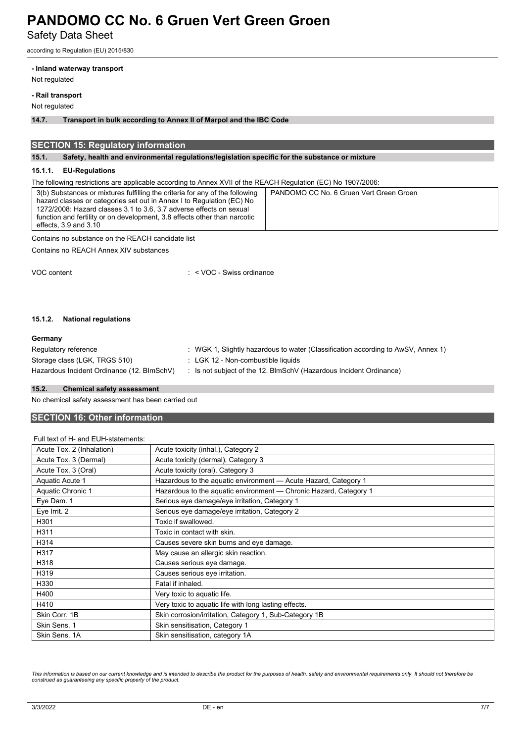**- Inland waterway transport**

Not regulated

**- Rail transport**

Not regulated

### 14.7. Transport in bulk according to Annex II of Marpol and the IBC Code

## SECTION 15: Regulatory information

### 15.1. Safety, health and environmental regulations/legislation specific for the substance or mixture

#### 15.1.1. EU-Regulations

The following restrictions are applicable according to Annex XVII of the REACH Regulation (EC) No 1907/2006:

| | |
|---|---|
| 3(b) Substances or mixtures fulfilling the criteria for any of the following hazard classes or categories set out in Annex I to Regulation (EC) No 1272/2008: Hazard classes 3.1 to 3.6, 3.7 adverse effects on sexual function and fertility or on development, 3.8 effects other than narcotic effects, 3.9 and 3.10 | PANDOMO CC No. 6 Gruen Vert Green Groen |

Contains no substance on the REACH candidate list

Contains no REACH Annex XIV substances

VOC content : < VOC - Swiss ordinance

#### 15.1.2. National regulations

**Germany**

Regulatory reference : WGK 1, Slightly hazardous to water (Classification according to AwSV, Annex 1)

Storage class (LGK, TRGS 510) : LGK 12 - Non-combustible liquids

Hazardous Incident Ordinance (12. BImSchV) : Is not subject of the 12. BImSchV (Hazardous Incident Ordinance)

### 15.2. Chemical safety assessment

No chemical safety assessment has been carried out

## SECTION 16: Other information

Full text of H- and EUH-statements:

| | |
|---|---|
| Acute Tox. 2 (Inhalation) | Acute toxicity (inhal.), Category 2 |
| Acute Tox. 3 (Dermal) | Acute toxicity (dermal), Category 3 |
| Acute Tox. 3 (Oral) | Acute toxicity (oral), Category 3 |
| Aquatic Acute 1 | Hazardous to the aquatic environment — Acute Hazard, Category 1 |
| Aquatic Chronic 1 | Hazardous to the aquatic environment — Chronic Hazard, Category 1 |
| Eye Dam. 1 | Serious eye damage/eye irritation, Category 1 |
| Eye Irrit. 2 | Serious eye damage/eye irritation, Category 2 |
| H301 | Toxic if swallowed. |
| H311 | Toxic in contact with skin. |
| H314 | Causes severe skin burns and eye damage. |
| H317 | May cause an allergic skin reaction. |
| H318 | Causes serious eye damage. |
| H319 | Causes serious eye irritation. |
| H330 | Fatal if inhaled. |
| H400 | Very toxic to aquatic life. |
| H410 | Very toxic to aquatic life with long lasting effects. |
| Skin Corr. 1B | Skin corrosion/irritation, Category 1, Sub-Category 1B |
| Skin Sens. 1 | Skin sensitisation, Category 1 |
| Skin Sens. 1A | Skin sensitisation, category 1A |

*This information is based on our current knowledge and is intended to describe the product for the purposes of health, safety and environmental requirements only. It should not therefore be construed as guaranteeing any specific property of the product.*